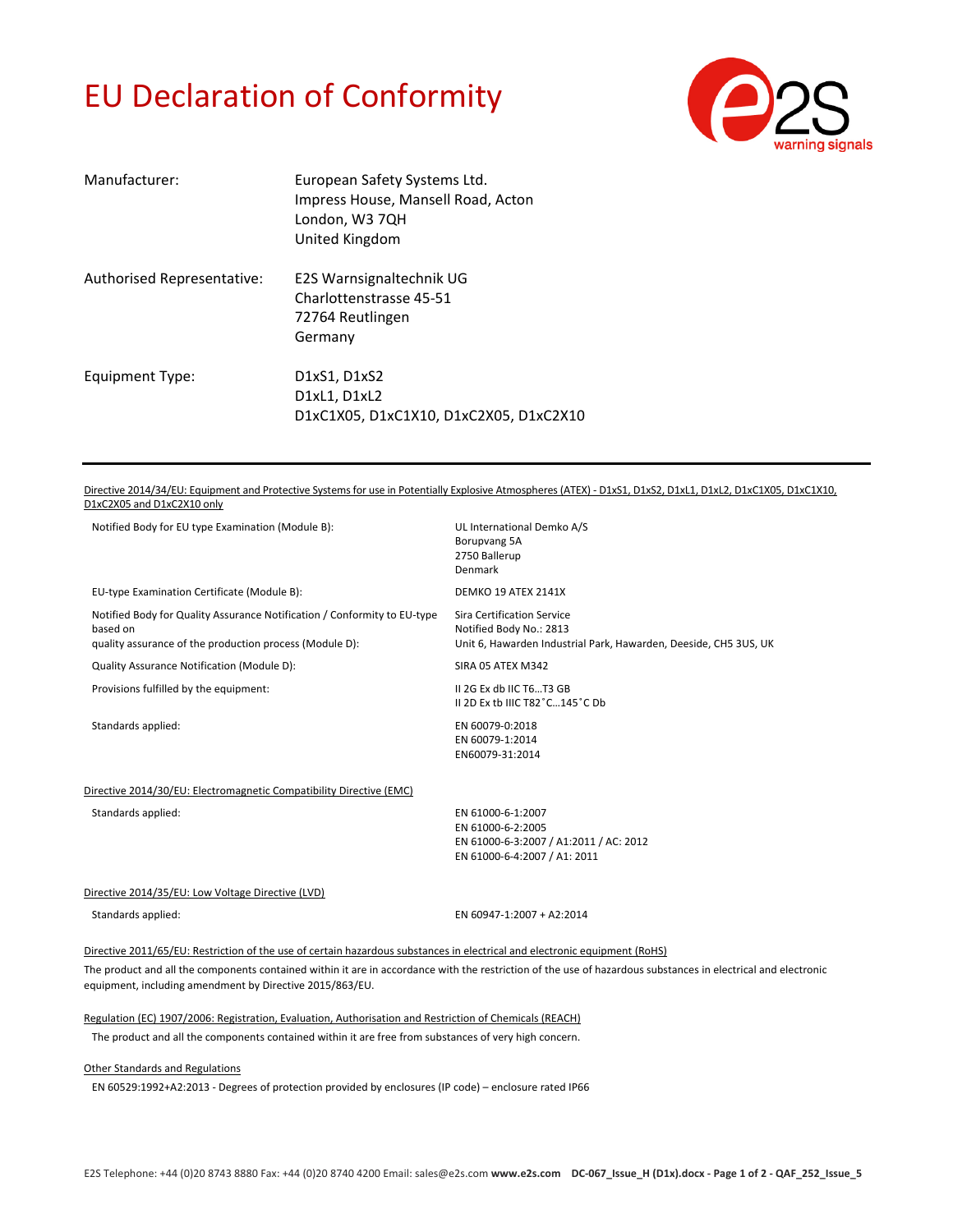# EU Declaration of Conformity

| | |
|---|---|
| Manufacturer: | European Safety Systems Ltd.<br>Impress House, Mansell Road, Acton<br>London, W3 7QH<br>United Kingdom |
| Authorised Representative: | E2S Warnsignaltechnik UG<br>Charlottenstrasse 45-51<br>72764 Reutlingen<br>Germany |
| Equipment Type: | D1xS1, D1xS2<br>D1xL1, D1xL2<br>D1xC1X05, D1xC1X10, D1xC2X05, D1xC2X10 |

---

<u>Directive 2014/34/EU: Equipment and Protective Systems for use in Potentially Explosive Atmospheres (ATEX) - D1xS1, D1xS2, D1xL1, D1xL2, D1xC1X05, D1xC1X10, D1xC2X05 and D1xC2X10 only</u>

| | |
|---|---|
| Notified Body for EU type Examination (Module B): | UL International Demko A/S<br>Borupvang 5A<br>2750 Ballerup<br>Denmark |
| EU-type Examination Certificate (Module B): | DEMKO 19 ATEX 2141X |
| Notified Body for Quality Assurance Notification / Conformity to EU-type based on quality assurance of the production process (Module D): | Sira Certification Service<br>Notified Body No.: 2813<br>Unit 6, Hawarden Industrial Park, Hawarden, Deeside, CH5 3US, UK |
| Quality Assurance Notification (Module D): | SIRA 05 ATEX M342 |
| Provisions fulfilled by the equipment: | II 2G Ex db IIC T6…T3 GB<br>II 2D Ex tb IIIC T82˚C…145˚C Db |
| Standards applied: | EN 60079-0:2018<br>EN 60079-1:2014<br>EN60079-31:2014 |

<u>Directive 2014/30/EU: Electromagnetic Compatibility Directive (EMC)</u>

| | |
|---|---|
| Standards applied: | EN 61000-6-1:2007<br>EN 61000-6-2:2005<br>EN 61000-6-3:2007 / A1:2011 / AC: 2012<br>EN 61000-6-4:2007 / A1: 2011 |

<u>Directive 2014/35/EU: Low Voltage Directive (LVD)</u>

| | |
|---|---|
| Standards applied: | EN 60947-1:2007 + A2:2014 |

<u>Directive 2011/65/EU: Restriction of the use of certain hazardous substances in electrical and electronic equipment (RoHS)</u>

The product and all the components contained within it are in accordance with the restriction of the use of hazardous substances in electrical and electronic equipment, including amendment by Directive 2015/863/EU.

<u>Regulation (EC) 1907/2006: Registration, Evaluation, Authorisation and Restriction of Chemicals (REACH)</u>

The product and all the components contained within it are free from substances of very high concern.

<u>Other Standards and Regulations</u>

EN 60529:1992+A2:2013 - Degrees of protection provided by enclosures (IP code) – enclosure rated IP66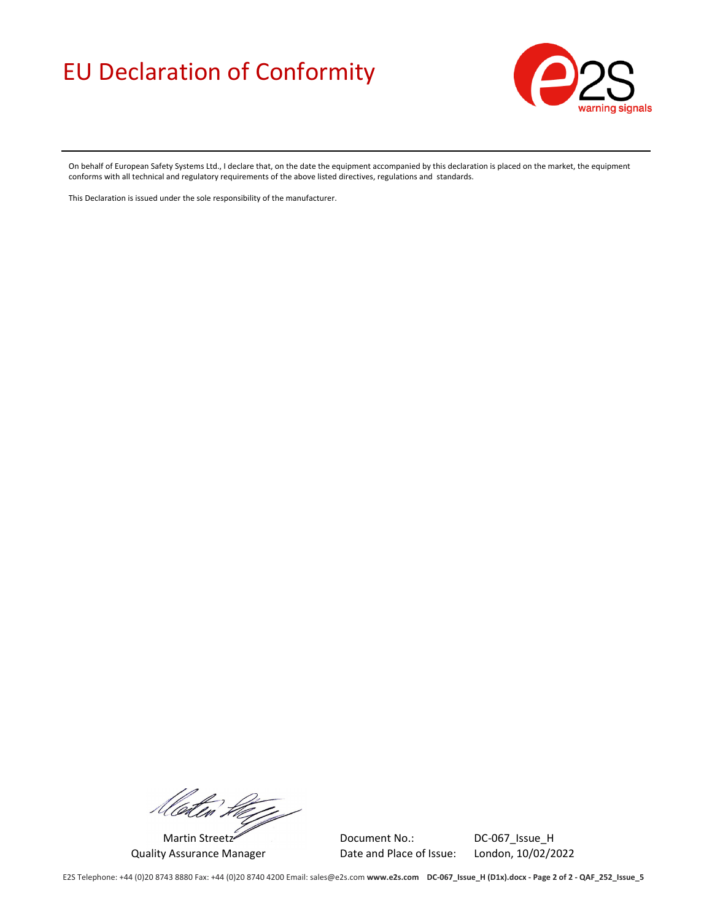# EU Declaration of Conformity

On behalf of European Safety Systems Ltd., I declare that, on the date the equipment accompanied by this declaration is placed on the market, the equipment conforms with all technical and regulatory requirements of the above listed directives, regulations and standards.

This Declaration is issued under the sole responsibility of the manufacturer.

Martin Streetz
Quality Assurance Manager

| | |
|---|---|
| Document No.: | DC-067_Issue_H |
| Date and Place of Issue: | London, 10/02/2022 |

E2S Telephone: +44 (0)20 8743 8880 Fax: +44 (0)20 8740 4200 Email: sales@e2s.com **www.e2s.com** **DC-067_Issue_H (D1x).docx - QAF_252_Issue_5**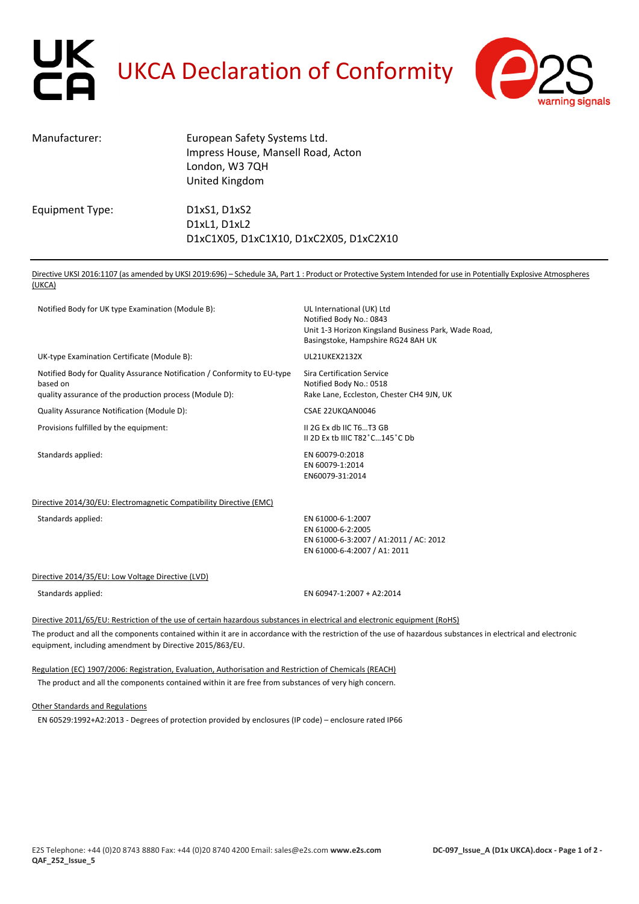# UKCA Declaration of Conformity

| | |
|---|---|
| Manufacturer: | European Safety Systems Ltd.<br>Impress House, Mansell Road, Acton<br>London, W3 7QH<br>United Kingdom |
| Equipment Type: | D1xS1, D1xS2<br>D1xL1, D1xL2<br>D1xC1X05, D1xC1X10, D1xC2X05, D1xC2X10 |

Directive UKSI 2016:1107 (as amended by UKSI 2019:696) – Schedule 3A, Part 1 : Product or Protective System Intended for use in Potentially Explosive Atmospheres (UKCA)

| | |
|---|---|
| Notified Body for UK type Examination (Module B): | UL International (UK) Ltd<br>Notified Body No.: 0843<br>Unit 1-3 Horizon Kingsland Business Park, Wade Road, Basingstoke, Hampshire RG24 8AH UK |
| UK-type Examination Certificate (Module B): | UL21UKEX2132X |
| Notified Body for Quality Assurance Notification / Conformity to EU-type based on quality assurance of the production process (Module D): | Sira Certification Service<br>Notified Body No.: 0518<br>Rake Lane, Eccleston, Chester CH4 9JN, UK |
| Quality Assurance Notification (Module D): | CSAE 22UKQAN0046 |
| Provisions fulfilled by the equipment: | II 2G Ex db IIC T6…T3 GB<br>II 2D Ex tb IIIC T82˚C…145˚C Db |
| Standards applied: | EN 60079-0:2018<br>EN 60079-1:2014<br>EN60079-31:2014 |

Directive 2014/30/EU: Electromagnetic Compatibility Directive (EMC)

| | |
|---|---|
| Standards applied: | EN 61000-6-1:2007<br>EN 61000-6-2:2005<br>EN 61000-6-3:2007 / A1:2011 / AC: 2012<br>EN 61000-6-4:2007 / A1: 2011 |

Directive 2014/35/EU: Low Voltage Directive (LVD)

| | |
|---|---|
| Standards applied: | EN 60947-1:2007 + A2:2014 |

Directive 2011/65/EU: Restriction of the use of certain hazardous substances in electrical and electronic equipment (RoHS)

The product and all the components contained within it are in accordance with the restriction of the use of hazardous substances in electrical and electronic equipment, including amendment by Directive 2015/863/EU.

Regulation (EC) 1907/2006: Registration, Evaluation, Authorisation and Restriction of Chemicals (REACH)

The product and all the components contained within it are free from substances of very high concern.

Other Standards and Regulations

EN 60529:1992+A2:2013 - Degrees of protection provided by enclosures (IP code) – enclosure rated IP66

E2S Telephone: +44 (0)20 8743 8880 Fax: +44 (0)20 8740 4200 Email: sales@e2s.com **www.e2s.com** **QAF_252_Issue_5**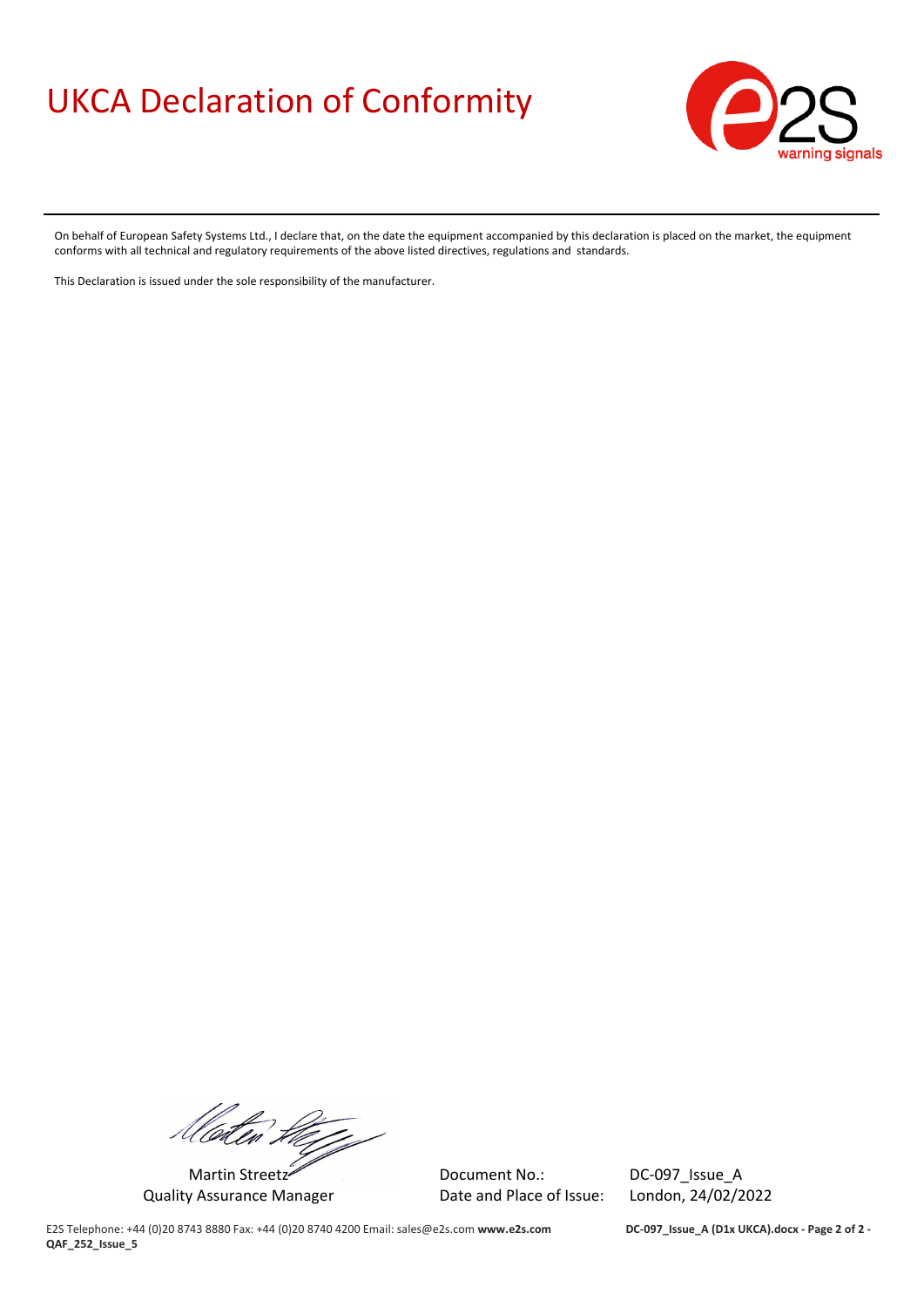# UKCA Declaration of Conformity

On behalf of European Safety Systems Ltd., I declare that, on the date the equipment accompanied by this declaration is placed on the market, the equipment conforms with all technical and regulatory requirements of the above listed directives, regulations and standards.

This Declaration is issued under the sole responsibility of the manufacturer.

Martin Streetz
Quality Assurance Manager

Document No.: DC-097_Issue_A
Date and Place of Issue: London, 24/02/2022

E2S Telephone: +44 (0)20 8743 8880 Fax: +44 (0)20 8740 4200 Email: sales@e2s.com **www.e2s.com**
**QAF_252_Issue_5**